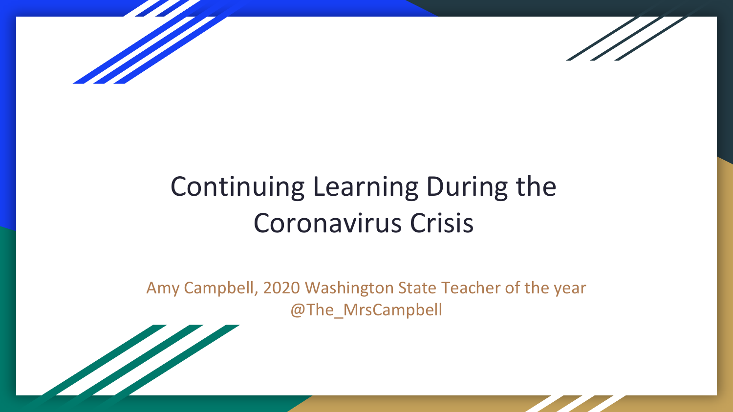# Continuing Learning During the Coronavirus Crisis

Amy Campbell, 2020 Washington State Teacher of the year
@The_MrsCampbell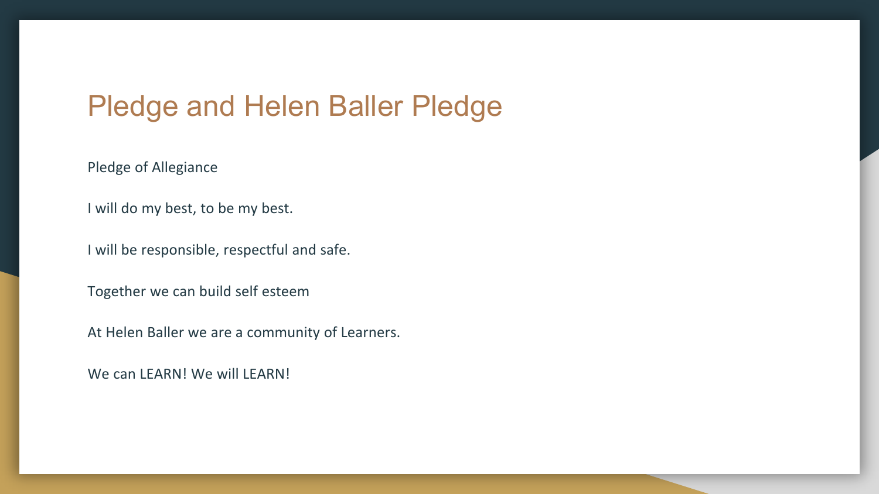# Pledge and Helen Baller Pledge

Pledge of Allegiance

I will do my best, to be my best.

I will be responsible, respectful and safe.

Together we can build self esteem

At Helen Baller we are a community of Learners.

We can LEARN! We will LEARN!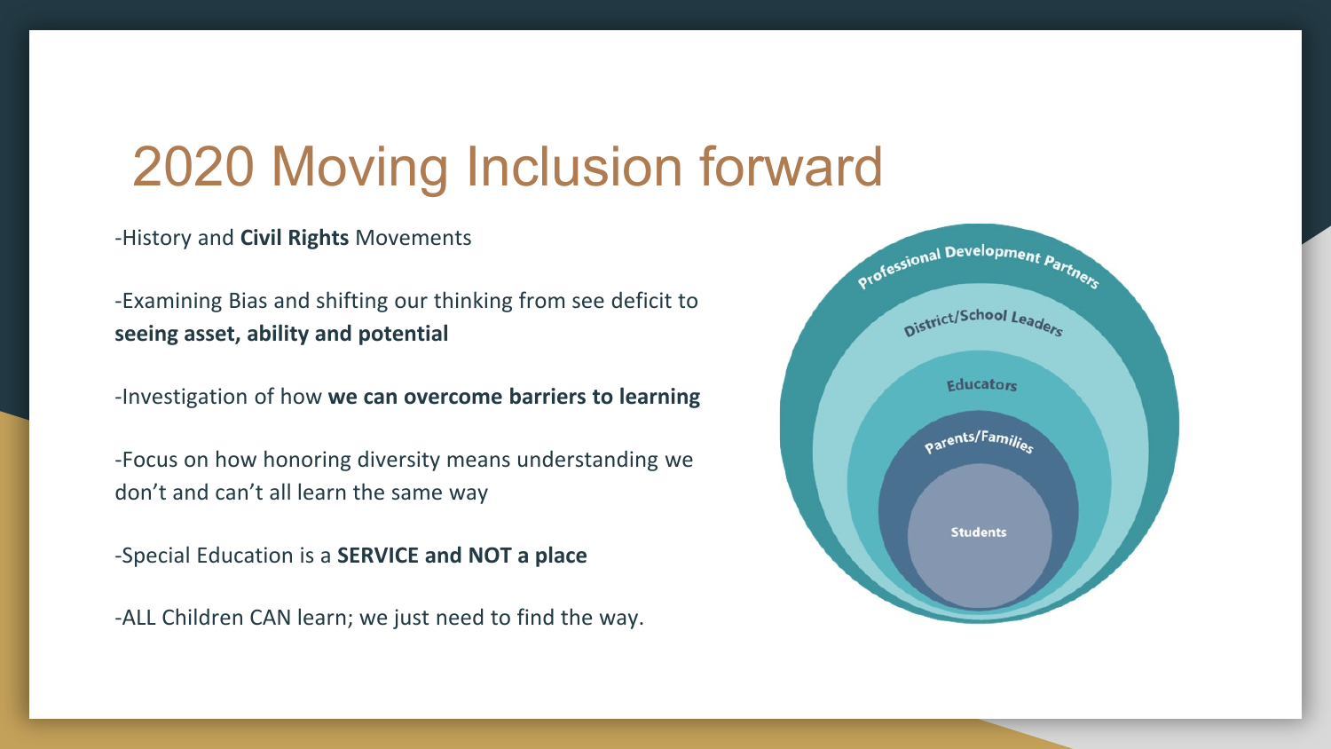# 2020 Moving Inclusion forward

-History and **Civil Rights** Movements

-Examining Bias and shifting our thinking from see deficit to **seeing asset, ability and potential**

-Investigation of how **we can overcome barriers to learning**

-Focus on how honoring diversity means understanding we don't and can't all learn the same way

-Special Education is a **SERVICE and NOT a place**

-ALL Children CAN learn; we just need to find the way.

Professional Development Partners

District/School Leaders

Educators

Parents/Families

Students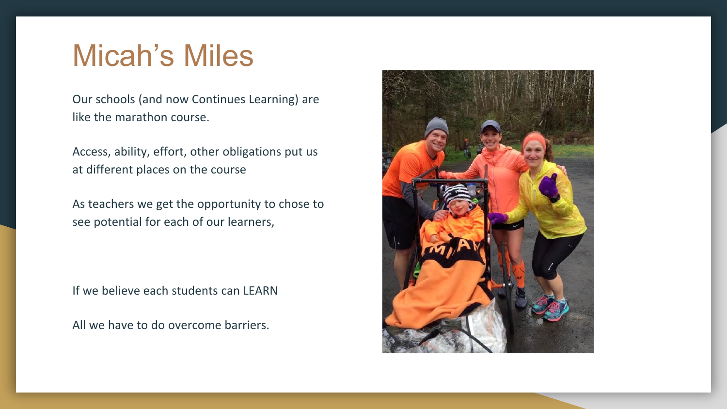# Micah's Miles

Our schools (and now Continues Learning) are like the marathon course.

Access, ability, effort, other obligations put us at different places on the course

As teachers we get the opportunity to chose to see potential for each of our learners,

If we believe each students can LEARN

All we have to do overcome barriers.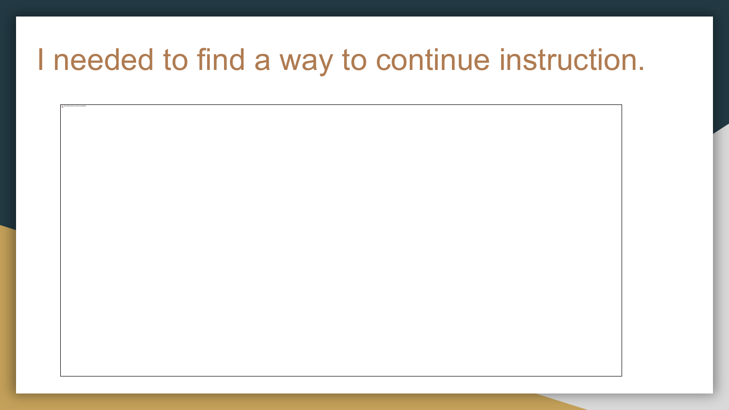# I needed to find a way to continue instruction.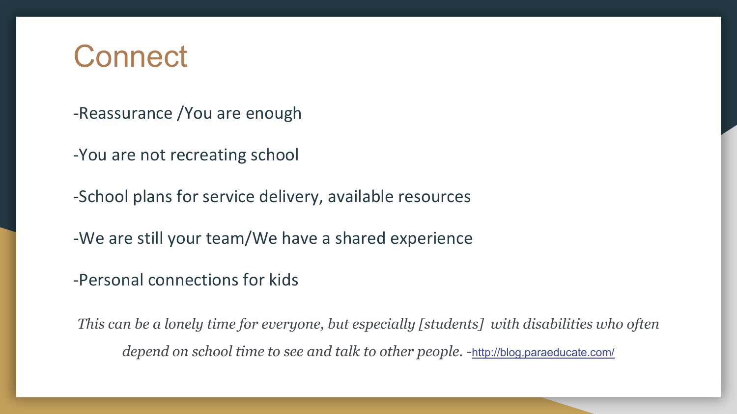# Connect

-Reassurance /You are enough

-You are not recreating school

-School plans for service delivery, available resources

-We are still your team/We have a shared experience

-Personal connections for kids

*This can be a lonely time for everyone, but especially [students] with disabilities who often depend on school time to see and talk to other people.* -[http://blog.paraeducate.com/](http://blog.paraeducate.com/)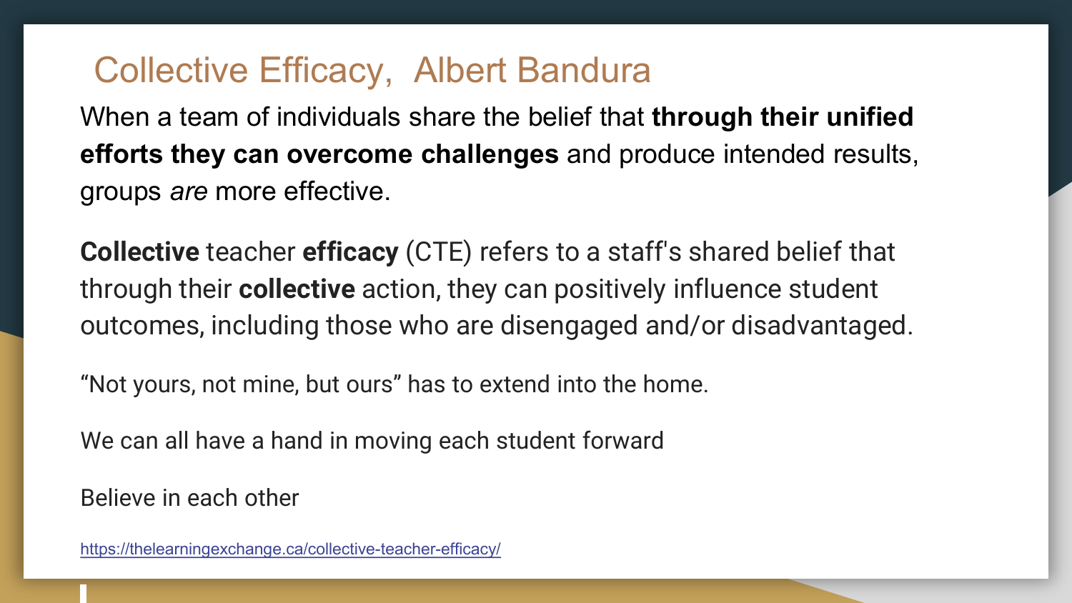# Collective Efficacy, Albert Bandura

When a team of individuals share the belief that **through their unified efforts they can overcome challenges** and produce intended results, groups *are* more effective.

**Collective** teacher **efficacy** (CTE) refers to a staff's shared belief that through their **collective** action, they can positively influence student outcomes, including those who are disengaged and/or disadvantaged.

“Not yours, not mine, but ours” has to extend into the home.

We can all have a hand in moving each student forward

Believe in each other

https://thelearningexchange.ca/collective-teacher-efficacy/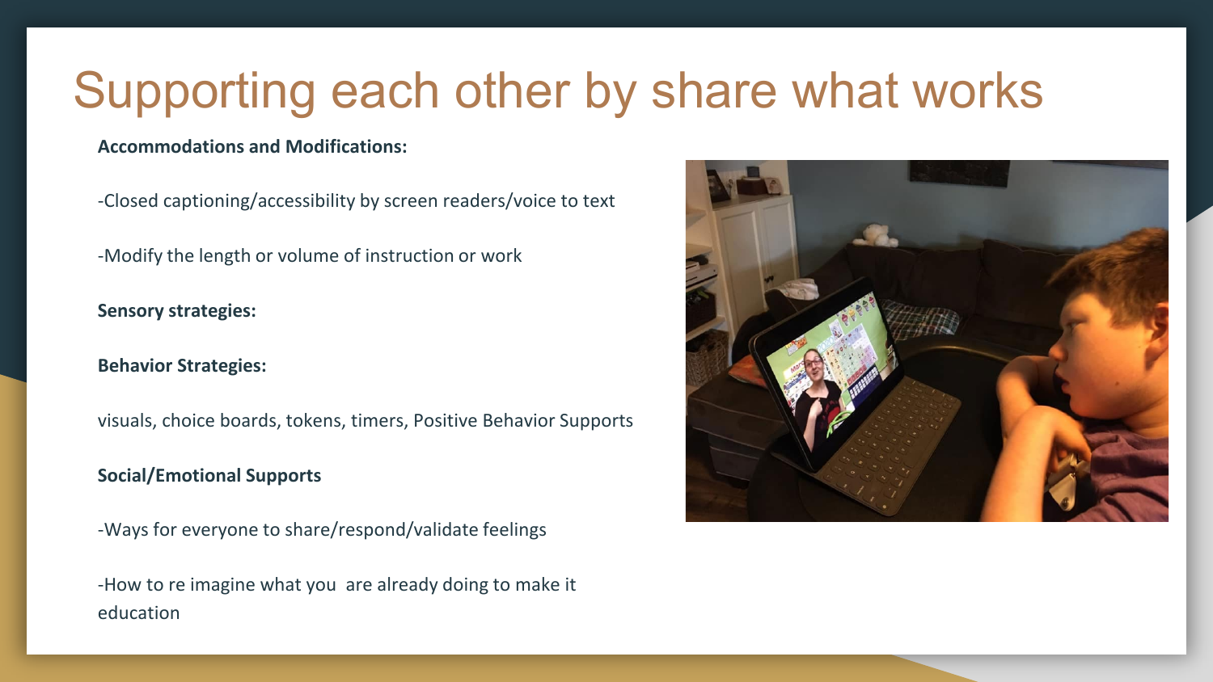# Supporting each other by share what works

**Accommodations and Modifications:**

-Closed captioning/accessibility by screen readers/voice to text

-Modify the length or volume of instruction or work

**Sensory strategies:**

**Behavior Strategies:**

visuals, choice boards, tokens, timers, Positive Behavior Supports

**Social/Emotional Supports**

-Ways for everyone to share/respond/validate feelings

-How to re imagine what you are already doing to make it education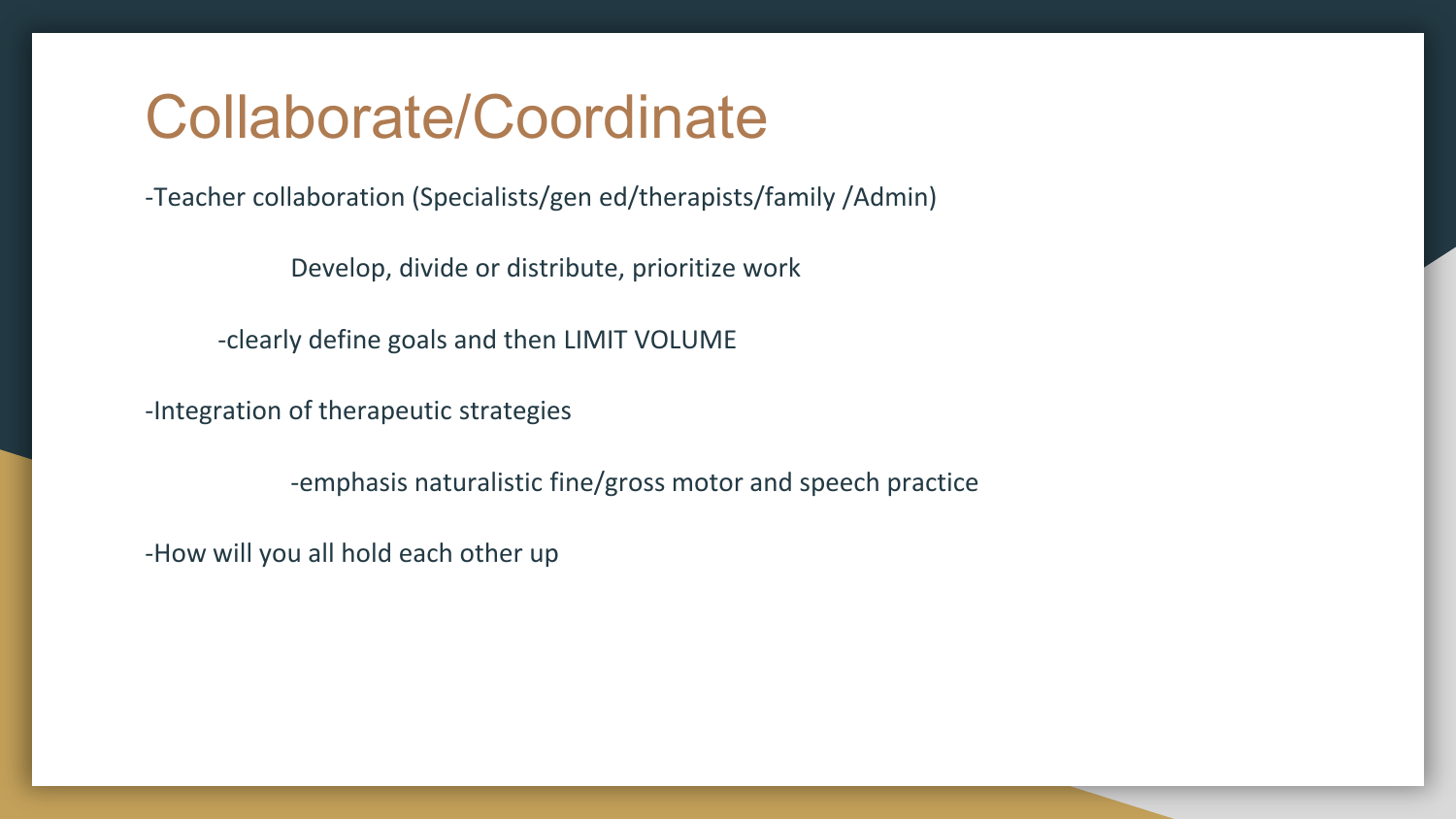# Collaborate/Coordinate

-Teacher collaboration (Specialists/gen ed/therapists/family /Admin)

Develop, divide or distribute, prioritize work

-clearly define goals and then LIMIT VOLUME

-Integration of therapeutic strategies

-emphasis naturalistic fine/gross motor and speech practice

-How will you all hold each other up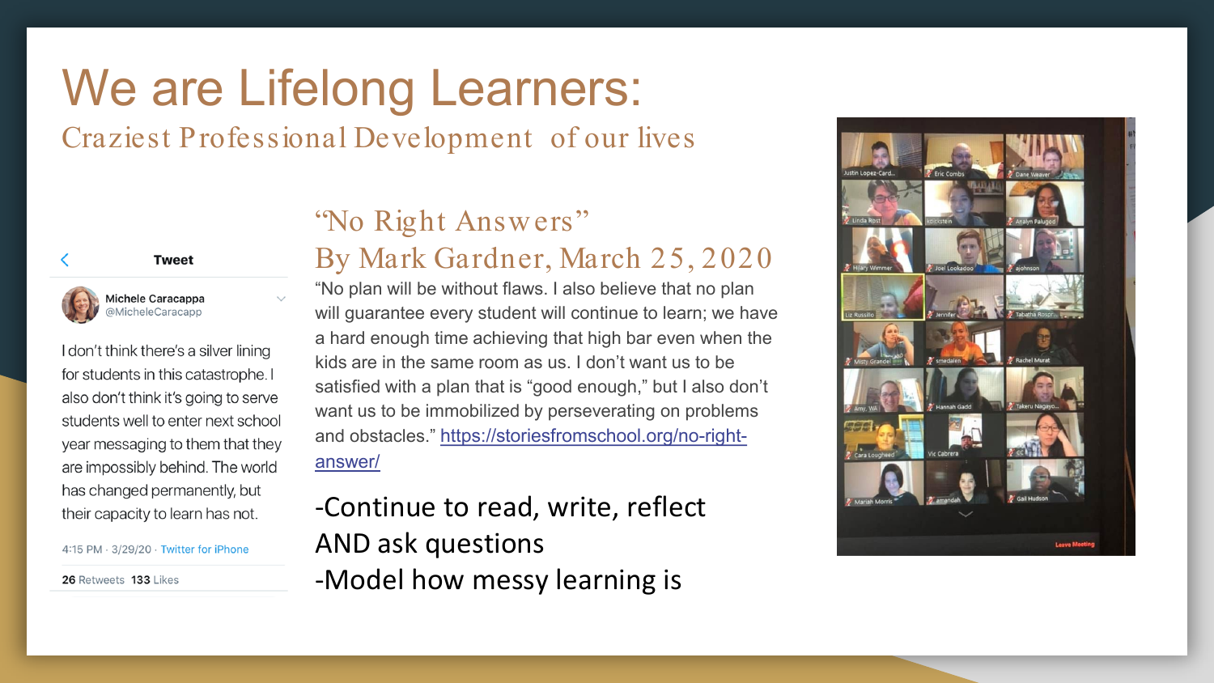# We are Lifelong Learners:

## Craziest Professional Development of our lives

**Tweet**

Michele Caracappa
@MicheleCaracapp

I don't think there's a silver lining for students in this catastrophe. I also don't think it's going to serve students well to enter next school year messaging to them that they are impossibly behind. The world has changed permanently, but their capacity to learn has not.

4:15 PM · 3/29/20 · Twitter for iPhone

**26** Retweets **133** Likes

### "No Right Answers"
### By Mark Gardner, March 25, 2020

"No plan will be without flaws. I also believe that no plan will guarantee every student will continue to learn; we have a hard enough time achieving that high bar even when the kids are in the same room as us. I don't want us to be satisfied with a plan that is "good enough," but I also don't want us to be immobilized by perseverating on problems and obstacles." [https://storiesfromschool.org/no-right-answer/](https://storiesfromschool.org/no-right-answer/)

-Continue to read, write, reflect AND ask questions

-Model how messy learning is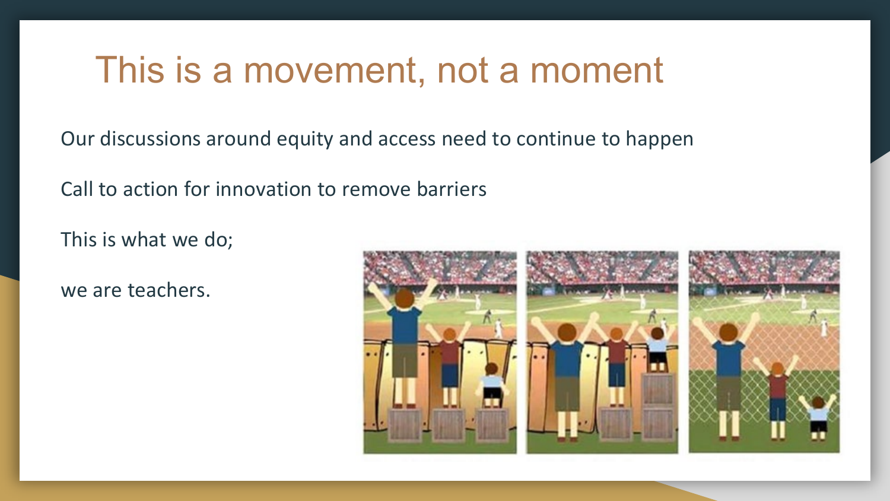# This is a movement, not a moment

Our discussions around equity and access need to continue to happen

Call to action for innovation to remove barriers

This is what we do;

we are teachers.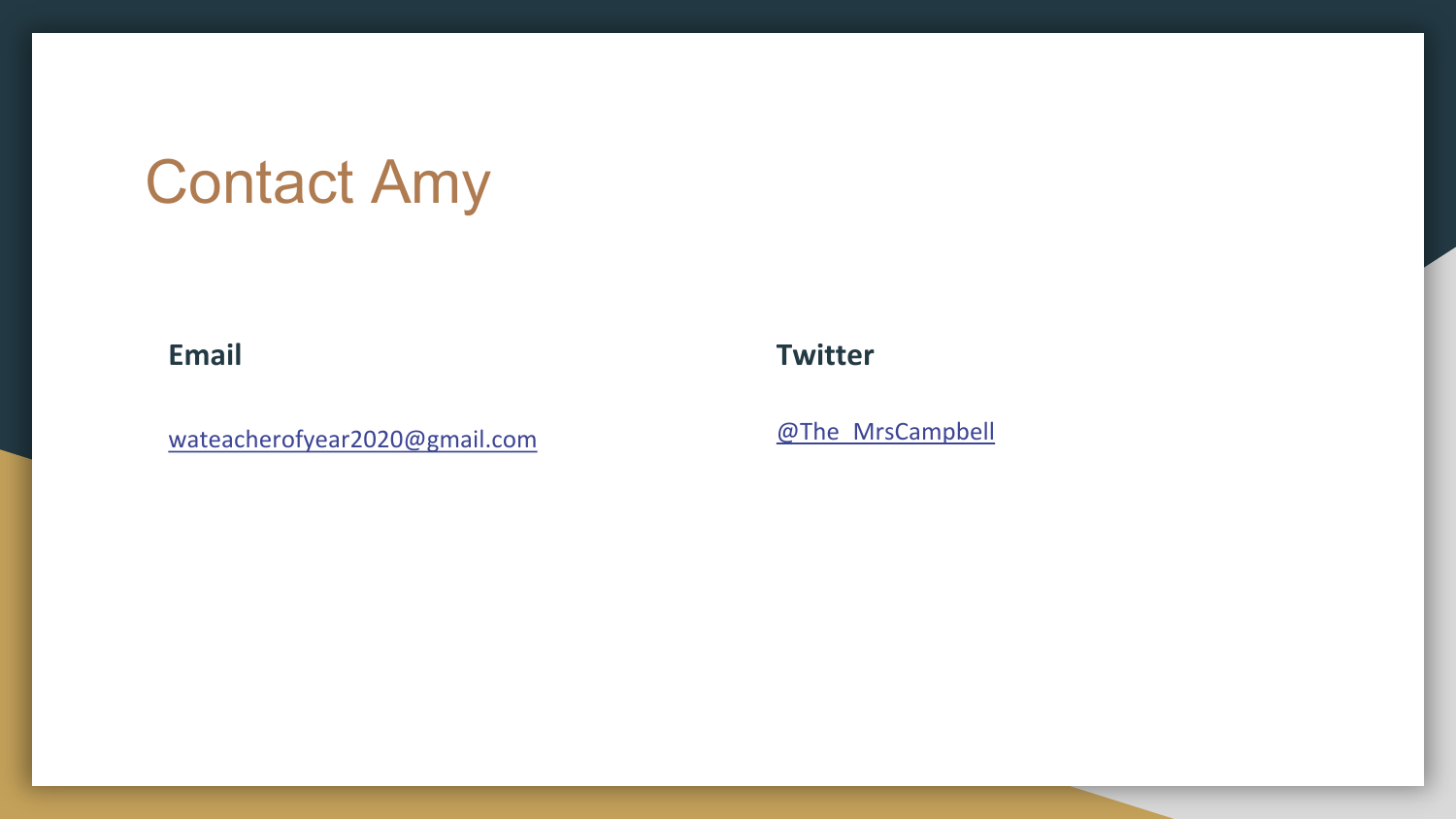# Contact Amy

**Email**

wateacherofyear2020@gmail.com

**Twitter**

@The_MrsCampbell